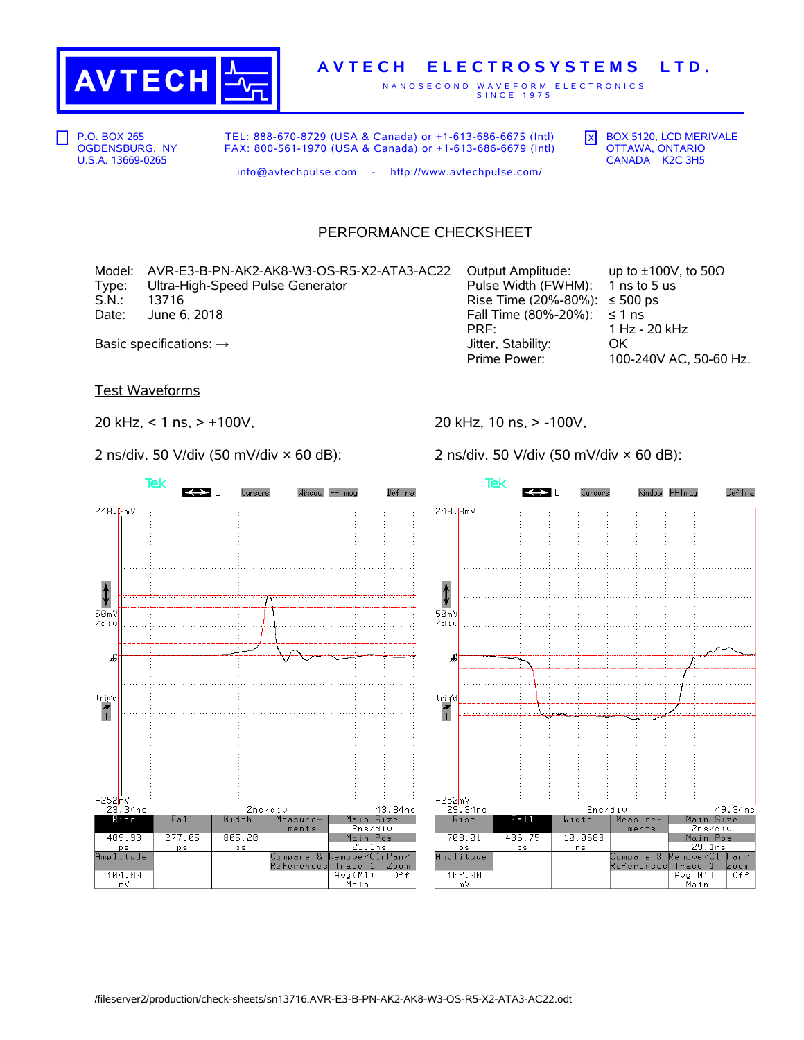# AVTECH ELECTROSYSTEMS LTD.

NANOSECOND WAVEFORM ELECTRONICS SINCE 1975

☐ P.O. BOX 265
OGDENSBURG, NY
U.S.A. 13669-0265

TEL: 888-670-8729 (USA & Canada) or +1-613-686-6675 (Intl)
FAX: 800-561-1970 (USA & Canada) or +1-613-686-6679 (Intl)

info@avtechpulse.com - http://www.avtechpulse.com/

☒ BOX 5120, LCD MERIVALE
OTTAWA, ONTARIO
CANADA K2C 3H5

## PERFORMANCE CHECKSHEET

Model: AVR-E3-B-PN-AK2-AK8-W3-OS-R5-X2-ATA3-AC22
Type: Ultra-High-Speed Pulse Generator
S.N.: 13716
Date: June 6, 2018

Basic specifications: →

| | |
|---|---|
| Output Amplitude: | up to ±100V, to 50Ω |
| Pulse Width (FWHM): | 1 ns to 5 us |
| Rise Time (20%-80%): | ≤ 500 ps |
| Fall Time (80%-20%): | ≤ 1 ns |
| PRF: | 1 Hz - 20 kHz |
| Jitter, Stability: | OK |
| Prime Power: | 100-240V AC, 50-60 Hz. |

## Test Waveforms

20 kHz, < 1 ns, > +100V,

2 ns/div. 50 V/div (50 mV/div × 60 dB):

| Rise | Fall | Width | Amplitude |
|---|---|---|---|
| 409.93 ps | 277.05 ps | 805.20 ps | 104.00 mV |

20 kHz, 10 ns, > -100V,

2 ns/div. 50 V/div (50 mV/div × 60 dB):

| Rise | Fall | Width | Amplitude |
|---|---|---|---|
| 708.01 ps | 436.75 ps | 10.0603 ns | 102.00 mV |

/fileserver2/production/check-sheets/sn13716,AVR-E3-B-PN-AK2-AK8-W3-OS-R5-X2-ATA3-AC22.odt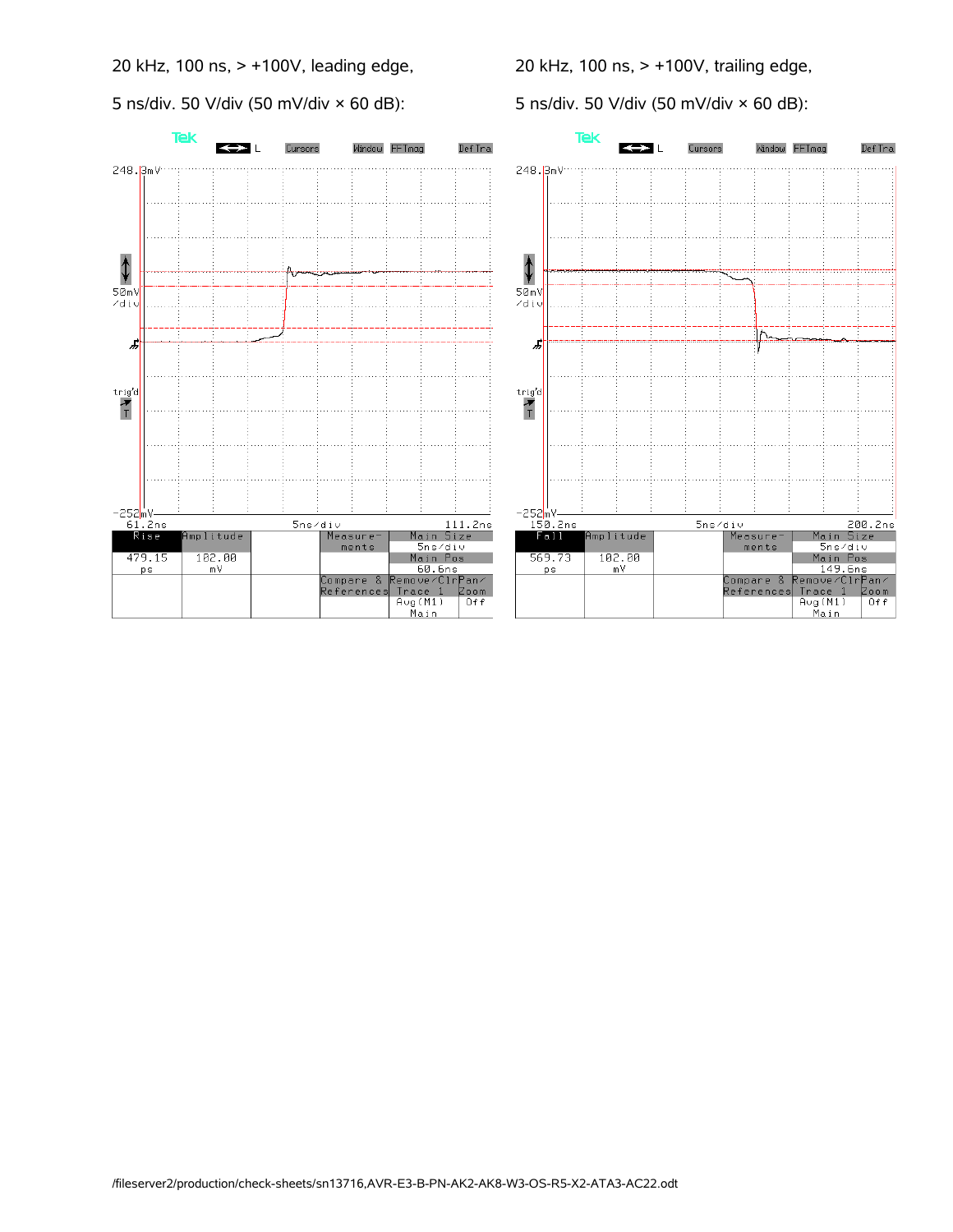20 kHz, 100 ns, > +100V, leading edge,

5 ns/div. 50 V/div (50 mV/div × 60 dB):

| Rise | Amplitude |
| --- | --- |
| 479.15 ps | 102.00 mV |

Main Size: 5ns/div, Main Pos: 60.6ns

20 kHz, 100 ns, > +100V, trailing edge,

5 ns/div. 50 V/div (50 mV/div × 60 dB):

| Fall | Amplitude |
| --- | --- |
| 569.73 ps | 102.00 mV |

Main Size: 5ns/div, Main Pos: 149.6ns

/fileserver2/production/check-sheets/sn13716,AVR-E3-B-PN-AK2-AK8-W3-OS-R5-X2-ATA3-AC22.odt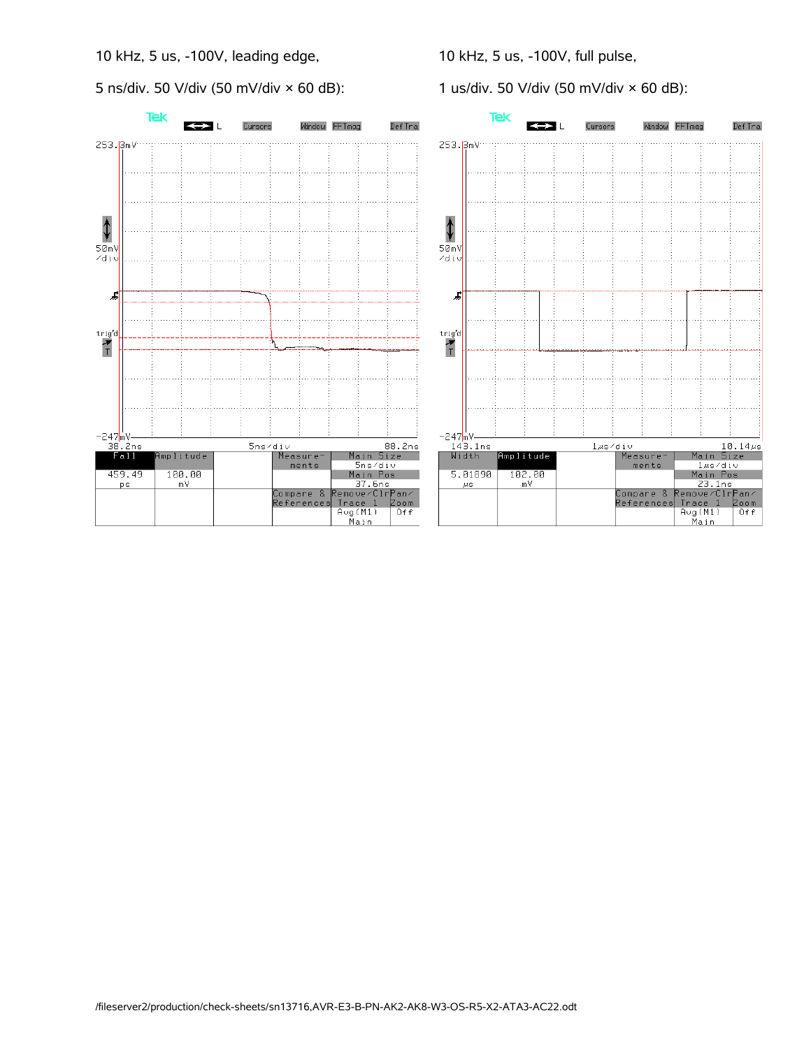10 kHz, 5 us, -100V, leading edge,

5 ns/div. 50 V/div (50 mV/div × 60 dB):

Tek

Cursors Window FFTmag DefTra

253.3mV

50mV /div

trig'd

-247mV

38.2ns 5ns/div 88.2ns

Fall 459.49 ps

Amplitude 100.00 mV

Measurements

Main Size 5ns/div

Main Pos 37.6ns

Compare & References

Remove/Clr Trace 1 Avg(M1) Main

Pan/Zoom Off

10 kHz, 5 us, -100V, full pulse,

1 us/div. 50 V/div (50 mV/div × 60 dB):

Tek

Cursors Window FFTmag DefTra

253.3mV

50mV /div

trig'd

-247mV

143.1ns 1μs/div 10.14μs

Width 5.01890 μs

Amplitude 102.00 mV

Measurements

Main Size 1μs/div

Main Pos 23.1ns

Compare & References

Remove/Clr Trace 1 Avg(M1) Main

Pan/Zoom Off

/fileserver2/production/check-sheets/sn13716,AVR-E3-B-PN-AK2-AK8-W3-OS-R5-X2-ATA3-AC22.odt